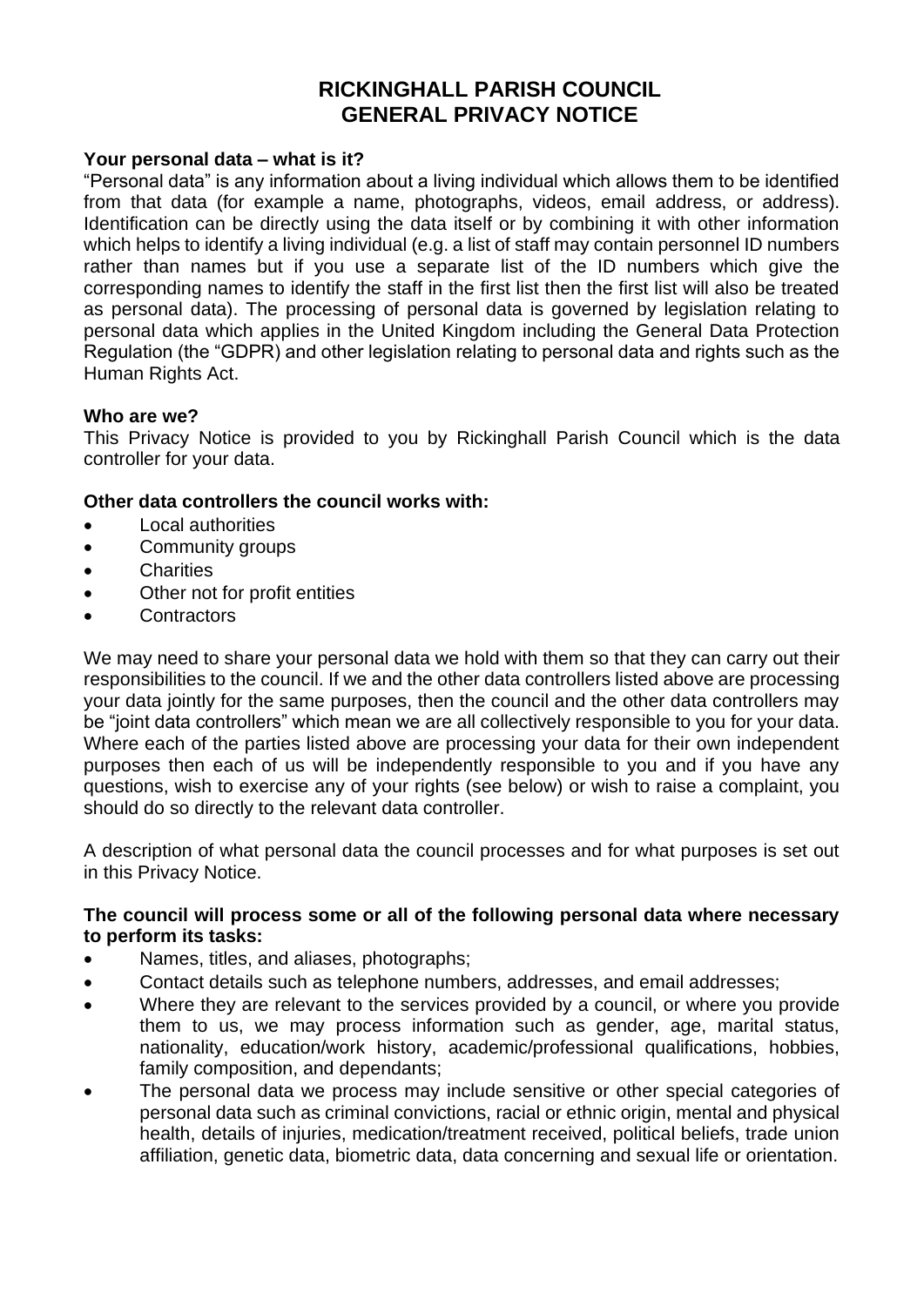# RICKINGHALL PARISH COUNCIL
# GENERAL PRIVACY NOTICE

**Your personal data – what is it?**

"Personal data" is any information about a living individual which allows them to be identified from that data (for example a name, photographs, videos, email address, or address). Identification can be directly using the data itself or by combining it with other information which helps to identify a living individual (e.g. a list of staff may contain personnel ID numbers rather than names but if you use a separate list of the ID numbers which give the corresponding names to identify the staff in the first list then the first list will also be treated as personal data). The processing of personal data is governed by legislation relating to personal data which applies in the United Kingdom including the General Data Protection Regulation (the "GDPR) and other legislation relating to personal data and rights such as the Human Rights Act.

**Who are we?**

This Privacy Notice is provided to you by Rickinghall Parish Council which is the data controller for your data.

**Other data controllers the council works with:**

- Local authorities
- Community groups
- Charities
- Other not for profit entities
- Contractors

We may need to share your personal data we hold with them so that they can carry out their responsibilities to the council. If we and the other data controllers listed above are processing your data jointly for the same purposes, then the council and the other data controllers may be "joint data controllers" which mean we are all collectively responsible to you for your data. Where each of the parties listed above are processing your data for their own independent purposes then each of us will be independently responsible to you and if you have any questions, wish to exercise any of your rights (see below) or wish to raise a complaint, you should do so directly to the relevant data controller.

A description of what personal data the council processes and for what purposes is set out in this Privacy Notice.

**The council will process some or all of the following personal data where necessary to perform its tasks:**

- Names, titles, and aliases, photographs;
- Contact details such as telephone numbers, addresses, and email addresses;
- Where they are relevant to the services provided by a council, or where you provide them to us, we may process information such as gender, age, marital status, nationality, education/work history, academic/professional qualifications, hobbies, family composition, and dependants;
- The personal data we process may include sensitive or other special categories of personal data such as criminal convictions, racial or ethnic origin, mental and physical health, details of injuries, medication/treatment received, political beliefs, trade union affiliation, genetic data, biometric data, data concerning and sexual life or orientation.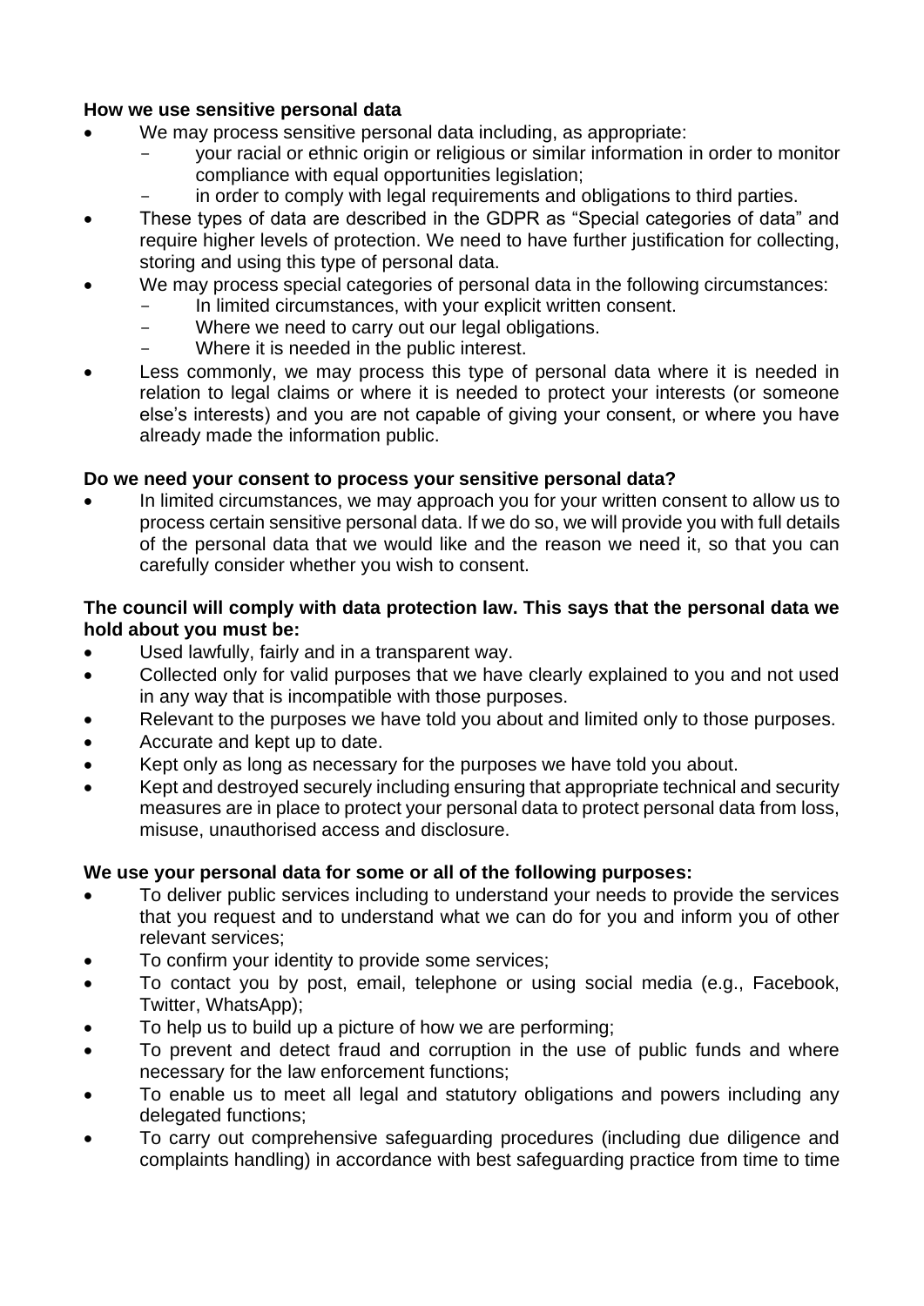**How we use sensitive personal data**

- We may process sensitive personal data including, as appropriate:
  - your racial or ethnic origin or religious or similar information in order to monitor compliance with equal opportunities legislation;
  - in order to comply with legal requirements and obligations to third parties.
- These types of data are described in the GDPR as "Special categories of data" and require higher levels of protection. We need to have further justification for collecting, storing and using this type of personal data.
- We may process special categories of personal data in the following circumstances:
  - In limited circumstances, with your explicit written consent.
  - Where we need to carry out our legal obligations.
  - Where it is needed in the public interest.
- Less commonly, we may process this type of personal data where it is needed in relation to legal claims or where it is needed to protect your interests (or someone else's interests) and you are not capable of giving your consent, or where you have already made the information public.

**Do we need your consent to process your sensitive personal data?**

- In limited circumstances, we may approach you for your written consent to allow us to process certain sensitive personal data. If we do so, we will provide you with full details of the personal data that we would like and the reason we need it, so that you can carefully consider whether you wish to consent.

**The council will comply with data protection law. This says that the personal data we hold about you must be:**

- Used lawfully, fairly and in a transparent way.
- Collected only for valid purposes that we have clearly explained to you and not used in any way that is incompatible with those purposes.
- Relevant to the purposes we have told you about and limited only to those purposes.
- Accurate and kept up to date.
- Kept only as long as necessary for the purposes we have told you about.
- Kept and destroyed securely including ensuring that appropriate technical and security measures are in place to protect your personal data to protect personal data from loss, misuse, unauthorised access and disclosure.

**We use your personal data for some or all of the following purposes:**

- To deliver public services including to understand your needs to provide the services that you request and to understand what we can do for you and inform you of other relevant services;
- To confirm your identity to provide some services;
- To contact you by post, email, telephone or using social media (e.g., Facebook, Twitter, WhatsApp);
- To help us to build up a picture of how we are performing;
- To prevent and detect fraud and corruption in the use of public funds and where necessary for the law enforcement functions;
- To enable us to meet all legal and statutory obligations and powers including any delegated functions;
- To carry out comprehensive safeguarding procedures (including due diligence and complaints handling) in accordance with best safeguarding practice from time to time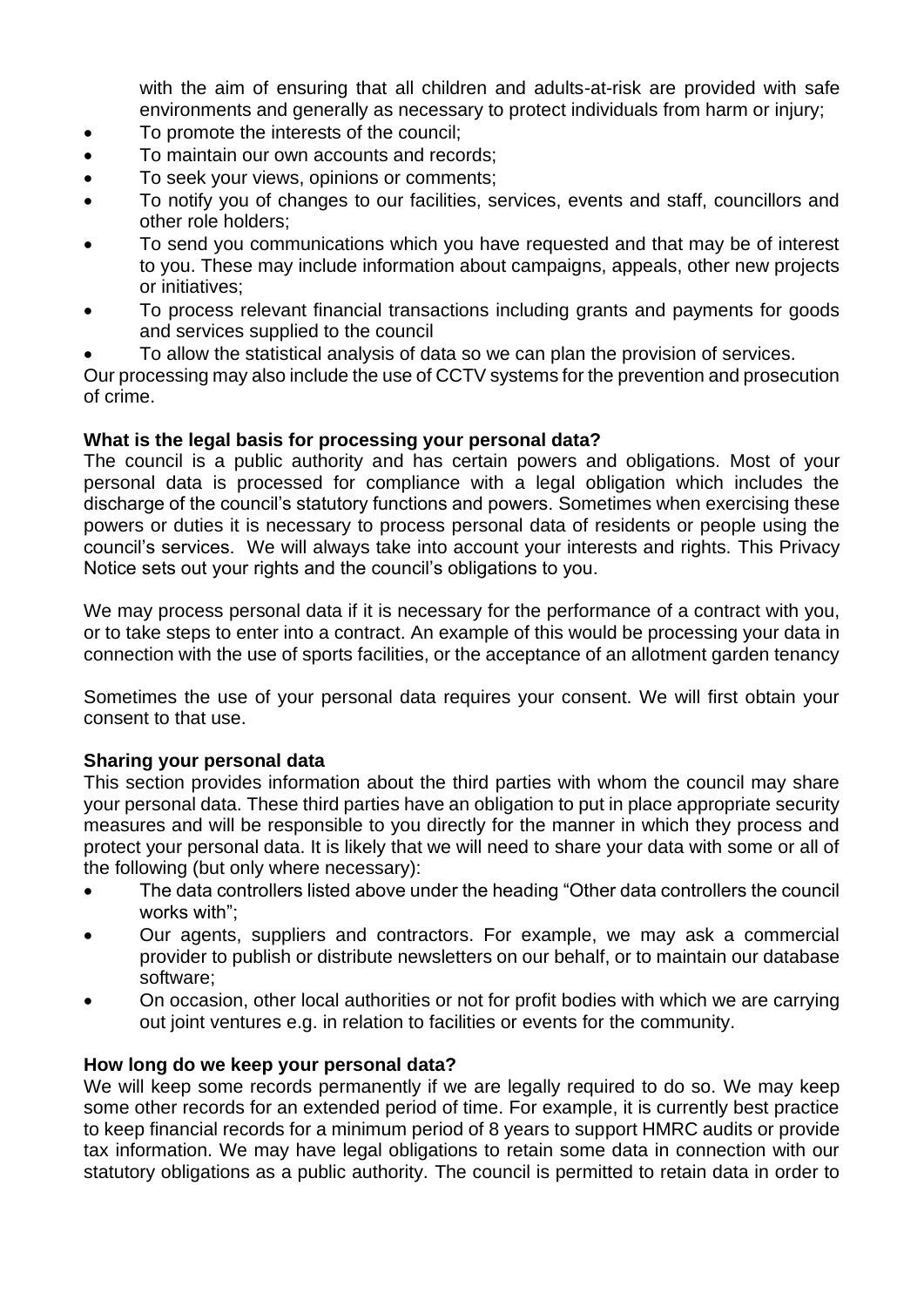with the aim of ensuring that all children and adults-at-risk are provided with safe environments and generally as necessary to protect individuals from harm or injury;

- To promote the interests of the council;
- To maintain our own accounts and records;
- To seek your views, opinions or comments;
- To notify you of changes to our facilities, services, events and staff, councillors and other role holders;
- To send you communications which you have requested and that may be of interest to you. These may include information about campaigns, appeals, other new projects or initiatives;
- To process relevant financial transactions including grants and payments for goods and services supplied to the council
- To allow the statistical analysis of data so we can plan the provision of services.

Our processing may also include the use of CCTV systems for the prevention and prosecution of crime.

**What is the legal basis for processing your personal data?**

The council is a public authority and has certain powers and obligations. Most of your personal data is processed for compliance with a legal obligation which includes the discharge of the council's statutory functions and powers. Sometimes when exercising these powers or duties it is necessary to process personal data of residents or people using the council's services. We will always take into account your interests and rights. This Privacy Notice sets out your rights and the council's obligations to you.

We may process personal data if it is necessary for the performance of a contract with you, or to take steps to enter into a contract. An example of this would be processing your data in connection with the use of sports facilities, or the acceptance of an allotment garden tenancy

Sometimes the use of your personal data requires your consent. We will first obtain your consent to that use.

**Sharing your personal data**

This section provides information about the third parties with whom the council may share your personal data. These third parties have an obligation to put in place appropriate security measures and will be responsible to you directly for the manner in which they process and protect your personal data. It is likely that we will need to share your data with some or all of the following (but only where necessary):

- The data controllers listed above under the heading "Other data controllers the council works with";
- Our agents, suppliers and contractors. For example, we may ask a commercial provider to publish or distribute newsletters on our behalf, or to maintain our database software;
- On occasion, other local authorities or not for profit bodies with which we are carrying out joint ventures e.g. in relation to facilities or events for the community.

**How long do we keep your personal data?**

We will keep some records permanently if we are legally required to do so. We may keep some other records for an extended period of time. For example, it is currently best practice to keep financial records for a minimum period of 8 years to support HMRC audits or provide tax information. We may have legal obligations to retain some data in connection with our statutory obligations as a public authority. The council is permitted to retain data in order to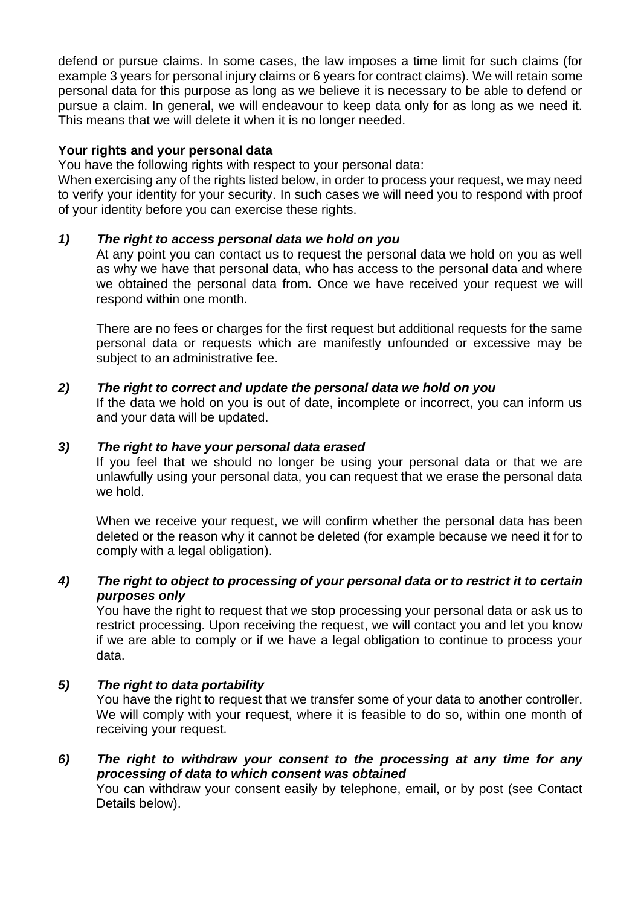defend or pursue claims. In some cases, the law imposes a time limit for such claims (for example 3 years for personal injury claims or 6 years for contract claims). We will retain some personal data for this purpose as long as we believe it is necessary to be able to defend or pursue a claim. In general, we will endeavour to keep data only for as long as we need it. This means that we will delete it when it is no longer needed.

**Your rights and your personal data**

You have the following rights with respect to your personal data:

When exercising any of the rights listed below, in order to process your request, we may need to verify your identity for your security. In such cases we will need you to respond with proof of your identity before you can exercise these rights.

***1) The right to access personal data we hold on you***

At any point you can contact us to request the personal data we hold on you as well as why we have that personal data, who has access to the personal data and where we obtained the personal data from. Once we have received your request we will respond within one month.

There are no fees or charges for the first request but additional requests for the same personal data or requests which are manifestly unfounded or excessive may be subject to an administrative fee.

***2) The right to correct and update the personal data we hold on you***

If the data we hold on you is out of date, incomplete or incorrect, you can inform us and your data will be updated.

***3) The right to have your personal data erased***

If you feel that we should no longer be using your personal data or that we are unlawfully using your personal data, you can request that we erase the personal data we hold.

When we receive your request, we will confirm whether the personal data has been deleted or the reason why it cannot be deleted (for example because we need it for to comply with a legal obligation).

***4) The right to object to processing of your personal data or to restrict it to certain purposes only***

You have the right to request that we stop processing your personal data or ask us to restrict processing. Upon receiving the request, we will contact you and let you know if we are able to comply or if we have a legal obligation to continue to process your data.

***5) The right to data portability***

You have the right to request that we transfer some of your data to another controller. We will comply with your request, where it is feasible to do so, within one month of receiving your request.

***6) The right to withdraw your consent to the processing at any time for any processing of data to which consent was obtained***

You can withdraw your consent easily by telephone, email, or by post (see Contact Details below).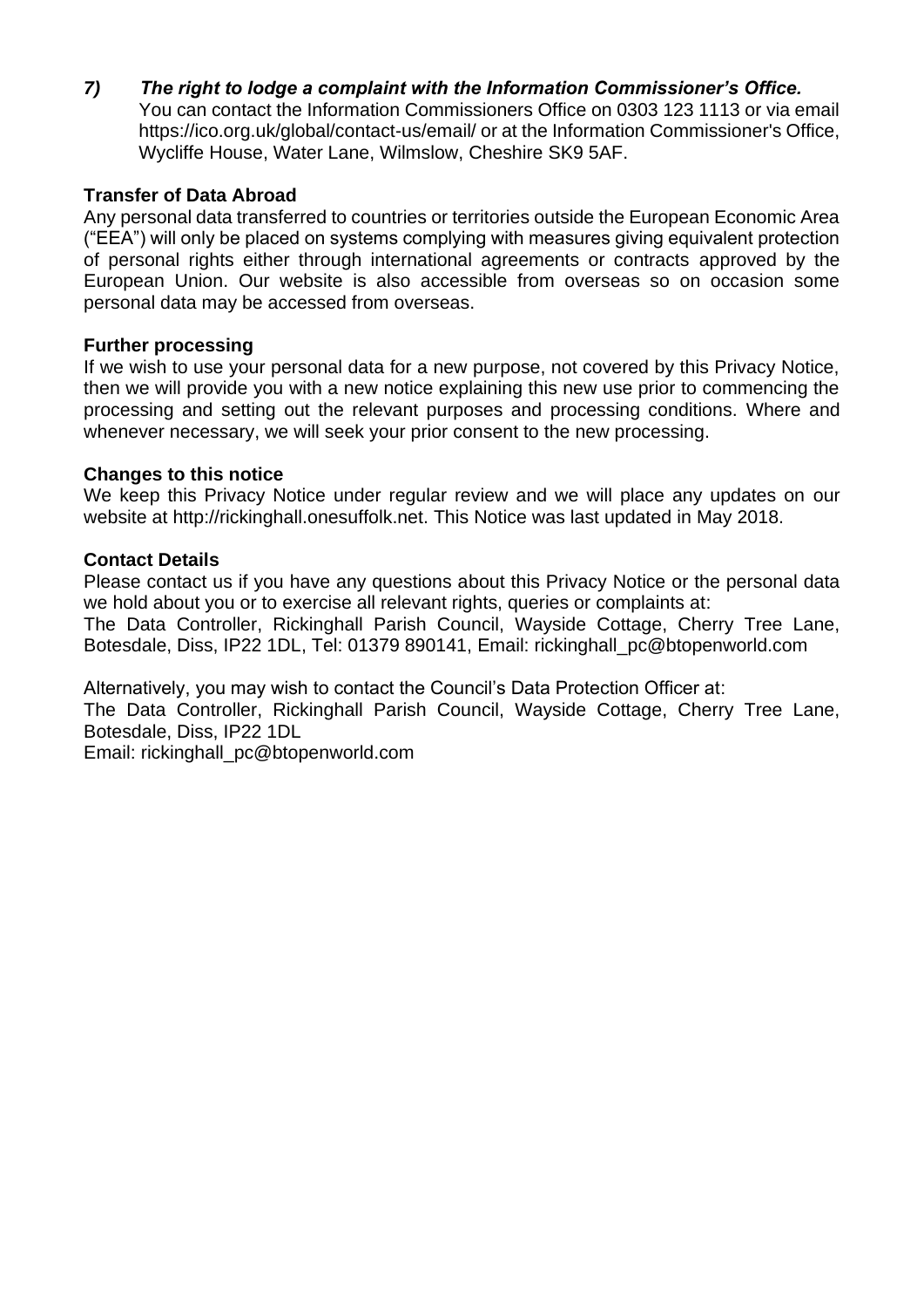*7) **The right to lodge a complaint with the Information Commissioner's Office.***
You can contact the Information Commissioners Office on 0303 123 1113 or via email https://ico.org.uk/global/contact-us/email/ or at the Information Commissioner's Office, Wycliffe House, Water Lane, Wilmslow, Cheshire SK9 5AF.

**Transfer of Data Abroad**
Any personal data transferred to countries or territories outside the European Economic Area ("EEA") will only be placed on systems complying with measures giving equivalent protection of personal rights either through international agreements or contracts approved by the European Union. Our website is also accessible from overseas so on occasion some personal data may be accessed from overseas.

**Further processing**
If we wish to use your personal data for a new purpose, not covered by this Privacy Notice, then we will provide you with a new notice explaining this new use prior to commencing the processing and setting out the relevant purposes and processing conditions. Where and whenever necessary, we will seek your prior consent to the new processing.

**Changes to this notice**
We keep this Privacy Notice under regular review and we will place any updates on our website at http://rickinghall.onesuffolk.net. This Notice was last updated in May 2018.

**Contact Details**
Please contact us if you have any questions about this Privacy Notice or the personal data we hold about you or to exercise all relevant rights, queries or complaints at:
The Data Controller, Rickinghall Parish Council, Wayside Cottage, Cherry Tree Lane, Botesdale, Diss, IP22 1DL, Tel: 01379 890141, Email: rickinghall_pc@btopenworld.com

Alternatively, you may wish to contact the Council's Data Protection Officer at:
The Data Controller, Rickinghall Parish Council, Wayside Cottage, Cherry Tree Lane, Botesdale, Diss, IP22 1DL
Email: rickinghall_pc@btopenworld.com